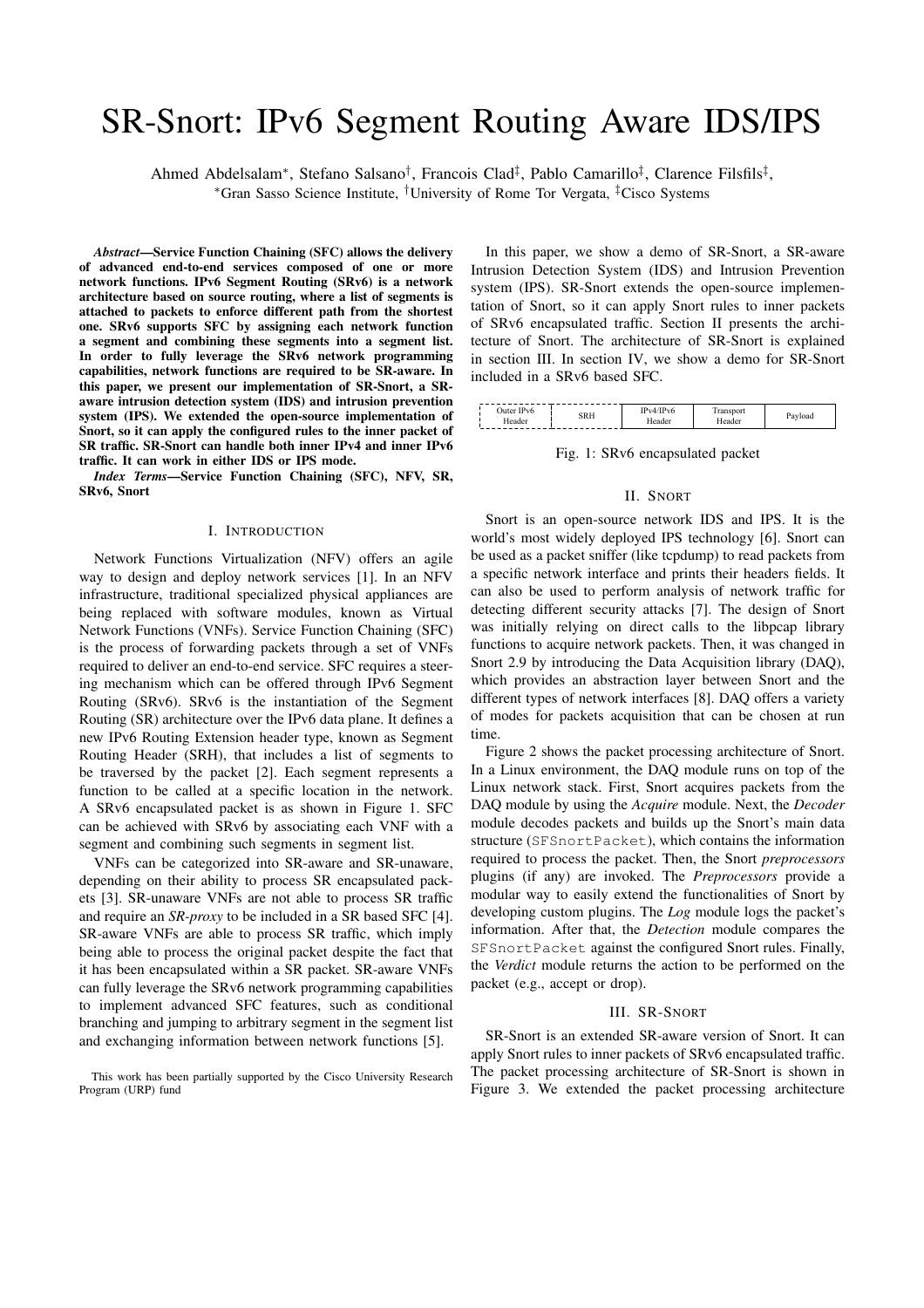# SR-Snort: IPv6 Segment Routing Aware IDS/IPS

Ahmed Abdelsalam*, Stefano Salsano†, Francois Clad‡, Pablo Camarillo‡, Clarence Filsfils‡,

*Gran Sasso Science Institute, †University of Rome Tor Vergata, ‡Cisco Systems

***Abstract*—Service Function Chaining (SFC) allows the delivery of advanced end-to-end services composed of one or more network functions. IPv6 Segment Routing (SRv6) is a network architecture based on source routing, where a list of segments is attached to packets to enforce different path from the shortest one. SRv6 supports SFC by assigning each network function a segment and combining these segments into a segment list. In order to fully leverage the SRv6 network programming capabilities, network functions are required to be SR-aware. In this paper, we present our implementation of SR-Snort, a SR-aware intrusion detection system (IDS) and intrusion prevention system (IPS). We extended the open-source implementation of Snort, so it can apply the configured rules to the inner packet of SR traffic. SR-Snort can handle both inner IPv4 and inner IPv6 traffic. It can work in either IDS or IPS mode.**

***Index Terms*—Service Function Chaining (SFC), NFV, SR, SRv6, Snort**

## I. Introduction

Network Functions Virtualization (NFV) offers an agile way to design and deploy network services [1]. In an NFV infrastructure, traditional specialized physical appliances are being replaced with software modules, known as Virtual Network Functions (VNFs). Service Function Chaining (SFC) is the process of forwarding packets through a set of VNFs required to deliver an end-to-end service. SFC requires a steering mechanism which can be offered through IPv6 Segment Routing (SRv6). SRv6 is the instantiation of the Segment Routing (SR) architecture over the IPv6 data plane. It defines a new IPv6 Routing Extension header type, known as Segment Routing Header (SRH), that includes a list of segments to be traversed by the packet [2]. Each segment represents a function to be called at a specific location in the network. A SRv6 encapsulated packet is as shown in Figure 1. SFC can be achieved with SRv6 by associating each VNF with a segment and combining such segments in segment list.

VNFs can be categorized into SR-aware and SR-unaware, depending on their ability to process SR encapsulated packets [3]. SR-unaware VNFs are not able to process SR traffic and require an *SR-proxy* to be included in a SR based SFC [4]. SR-aware VNFs are able to process SR traffic, which imply being able to process the original packet despite the fact that it has been encapsulated within a SR packet. SR-aware VNFs can fully leverage the SRv6 network programming capabilities to implement advanced SFC features, such as conditional branching and jumping to arbitrary segment in the segment list and exchanging information between network functions [5].

This work has been partially supported by the Cisco University Research Program (URP) fund

In this paper, we show a demo of SR-Snort, a SR-aware Intrusion Detection System (IDS) and Intrusion Prevention system (IPS). SR-Snort extends the open-source implementation of Snort, so it can apply Snort rules to inner packets of SRv6 encapsulated traffic. Section II presents the architecture of Snort. The architecture of SR-Snort is explained in section III. In section IV, we show a demo for SR-Snort included in a SRv6 based SFC.

| Outer IPv6 Header | SRH | IPv4/IPv6 Header | Transport Header | Payload |
|---|---|---|---|---|

Fig. 1: SRv6 encapsulated packet

## II. Snort

Snort is an open-source network IDS and IPS. It is the world's most widely deployed IPS technology [6]. Snort can be used as a packet sniffer (like tcpdump) to read packets from a specific network interface and prints their headers fields. It can also be used to perform analysis of network traffic for detecting different security attacks [7]. The design of Snort was initially relying on direct calls to the libpcap library functions to acquire network packets. Then, it was changed in Snort 2.9 by introducing the Data Acquisition library (DAQ), which provides an abstraction layer between Snort and the different types of network interfaces [8]. DAQ offers a variety of modes for packets acquisition that can be chosen at run time.

Figure 2 shows the packet processing architecture of Snort. In a Linux environment, the DAQ module runs on top of the Linux network stack. First, Snort acquires packets from the DAQ module by using the *Acquire* module. Next, the *Decoder* module decodes packets and builds up the Snort's main data structure (`SFSnortPacket`), which contains the information required to process the packet. Then, the Snort *preprocessors* plugins (if any) are invoked. The *Preprocessors* provide a modular way to easily extend the functionalities of Snort by developing custom plugins. The *Log* module logs the packet's information. After that, the *Detection* module compares the `SFSnortPacket` against the configured Snort rules. Finally, the *Verdict* module returns the action to be performed on the packet (e.g., accept or drop).

## III. SR-Snort

SR-Snort is an extended SR-aware version of Snort. It can apply Snort rules to inner packets of SRv6 encapsulated traffic. The packet processing architecture of SR-Snort is shown in Figure 3. We extended the packet processing architecture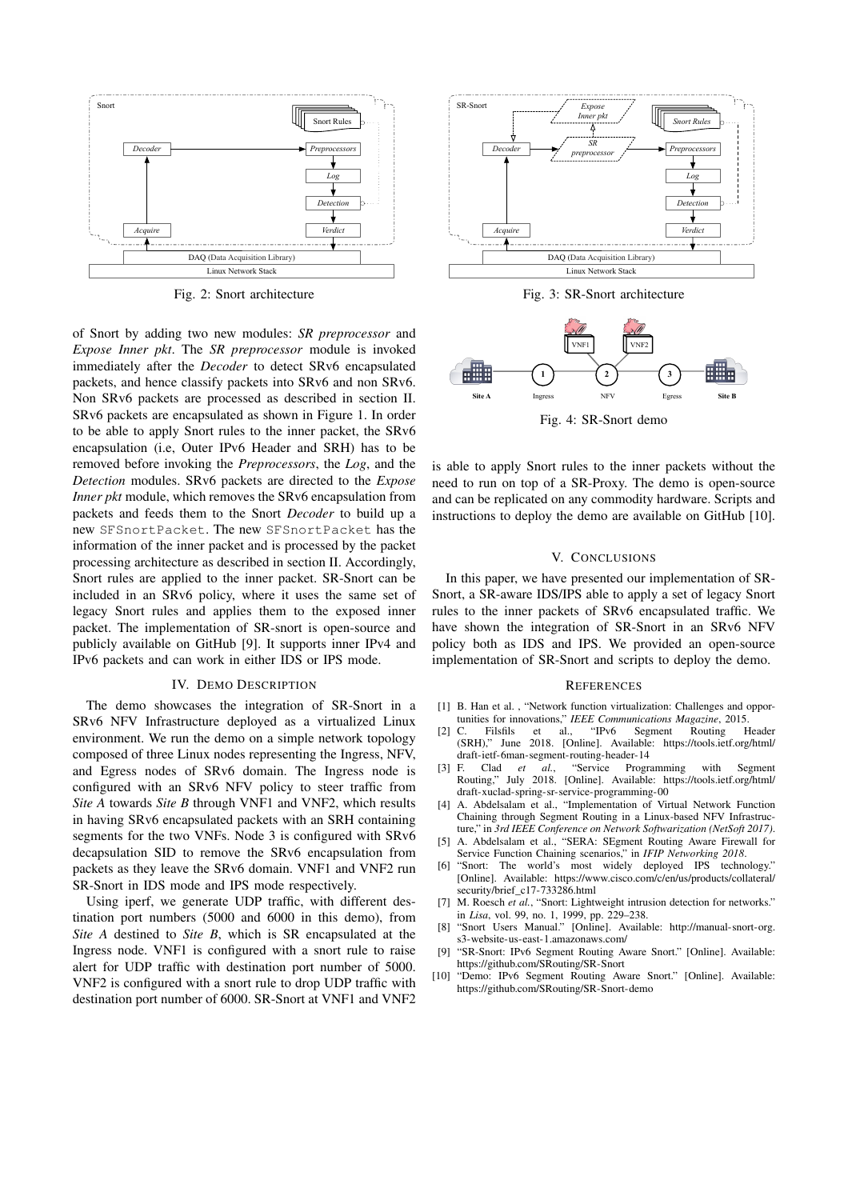Snort

Snort Rules

Decoder

Preprocessors

Log

Detection

Acquire

Verdict

DAQ (Data Acquisition Library)

Linux Network Stack

Fig. 2: Snort architecture

SR-Snort

Expose Inner pkt

SR preprocessor

Snort Rules

Decoder

Preprocessors

Log

Detection

Acquire

Verdict

DAQ (Data Acquisition Library)

Linux Network Stack

Fig. 3: SR-Snort architecture

VNF1

VNF2

1

2

3

Site A

Ingress

NFV

Egress

Site B

Fig. 4: SR-Snort demo

of Snort by adding two new modules: *SR preprocessor* and *Expose Inner pkt*. The *SR preprocessor* module is invoked immediately after the *Decoder* to detect SRv6 encapsulated packets, and hence classify packets into SRv6 and non SRv6. Non SRv6 packets are processed as described in section II. SRv6 packets are encapsulated as shown in Figure 1. In order to be able to apply Snort rules to the inner packet, the SRv6 encapsulation (i.e, Outer IPv6 Header and SRH) has to be removed before invoking the *Preprocessors*, the *Log*, and the *Detection* modules. SRv6 packets are directed to the *Expose Inner pkt* module, which removes the SRv6 encapsulation from packets and feeds them to the Snort *Decoder* to build up a new `SFSnortPacket`. The new `SFSnortPacket` has the information of the inner packet and is processed by the packet processing architecture as described in section II. Accordingly, Snort rules are applied to the inner packet. SR-Snort can be included in an SRv6 policy, where it uses the same set of legacy Snort rules and applies them to the exposed inner packet. The implementation of SR-snort is open-source and publicly available on GitHub [9]. It supports inner IPv4 and IPv6 packets and can work in either IDS or IPS mode.

## IV. Demo Description

The demo showcases the integration of SR-Snort in a SRv6 NFV Infrastructure deployed as a virtualized Linux environment. We run the demo on a simple network topology composed of three Linux nodes representing the Ingress, NFV, and Egress nodes of SRv6 domain. The Ingress node is configured with an SRv6 NFV policy to steer traffic from *Site A* towards *Site B* through VNF1 and VNF2, which results in having SRv6 encapsulated packets with an SRH containing segments for the two VNFs. Node 3 is configured with SRv6 decapsulation SID to remove the SRv6 encapsulation from packets as they leave the SRv6 domain. VNF1 and VNF2 run SR-Snort in IDS mode and IPS mode respectively.

Using iperf, we generate UDP traffic, with different destination port numbers (5000 and 6000 in this demo), from *Site A* destined to *Site B*, which is SR encapsulated at the Ingress node. VNF1 is configured with a snort rule to raise alert for UDP traffic with destination port number of 5000. VNF2 is configured with a snort rule to drop UDP traffic with destination port number of 6000. SR-Snort at VNF1 and VNF2 is able to apply Snort rules to the inner packets without the need to run on top of a SR-Proxy. The demo is open-source and can be replicated on any commodity hardware. Scripts and instructions to deploy the demo are available on GitHub [10].

## V. Conclusions

In this paper, we have presented our implementation of SR-Snort, a SR-aware IDS/IPS able to apply a set of legacy Snort rules to the inner packets of SRv6 encapsulated traffic. We have shown the integration of SR-Snort in an SRv6 NFV policy both as IDS and IPS. We provided an open-source implementation of SR-Snort and scripts to deploy the demo.

## References

[1] B. Han et al. , "Network function virtualization: Challenges and opportunities for innovations," *IEEE Communications Magazine*, 2015.

[2] C. Filsfils et al., "IPv6 Segment Routing Header (SRH)," June 2018. [Online]. Available: https://tools.ietf.org/html/draft-ietf-6man-segment-routing-header-14

[3] F. Clad *et al.*, "Service Programming with Segment Routing," July 2018. [Online]. Available: https://tools.ietf.org/html/draft-xuclad-spring-sr-service-programming-00

[4] A. Abdelsalam et al., "Implementation of Virtual Network Function Chaining through Segment Routing in a Linux-based NFV Infrastructure," in *3rd IEEE Conference on Network Softwarization (NetSoft 2017)*.

[5] A. Abdelsalam et al., "SERA: SEgment Routing Aware Firewall for Service Function Chaining scenarios," in *IFIP Networking 2018*.

[6] "Snort: The world's most widely deployed IPS technology." [Online]. Available: https://www.cisco.com/c/en/us/products/collateral/security/brief_c17-733286.html

[7] M. Roesch *et al.*, "Snort: Lightweight intrusion detection for networks." in *Lisa*, vol. 99, no. 1, 1999, pp. 229–238.

[8] "Snort Users Manual." [Online]. Available: http://manual-snort-org.s3-website-us-east-1.amazonaws.com/

[9] "SR-Snort: IPv6 Segment Routing Aware Snort." [Online]. Available: https://github.com/SRouting/SR-Snort

[10] "Demo: IPv6 Segment Routing Aware Snort." [Online]. Available: https://github.com/SRouting/SR-Snort-demo